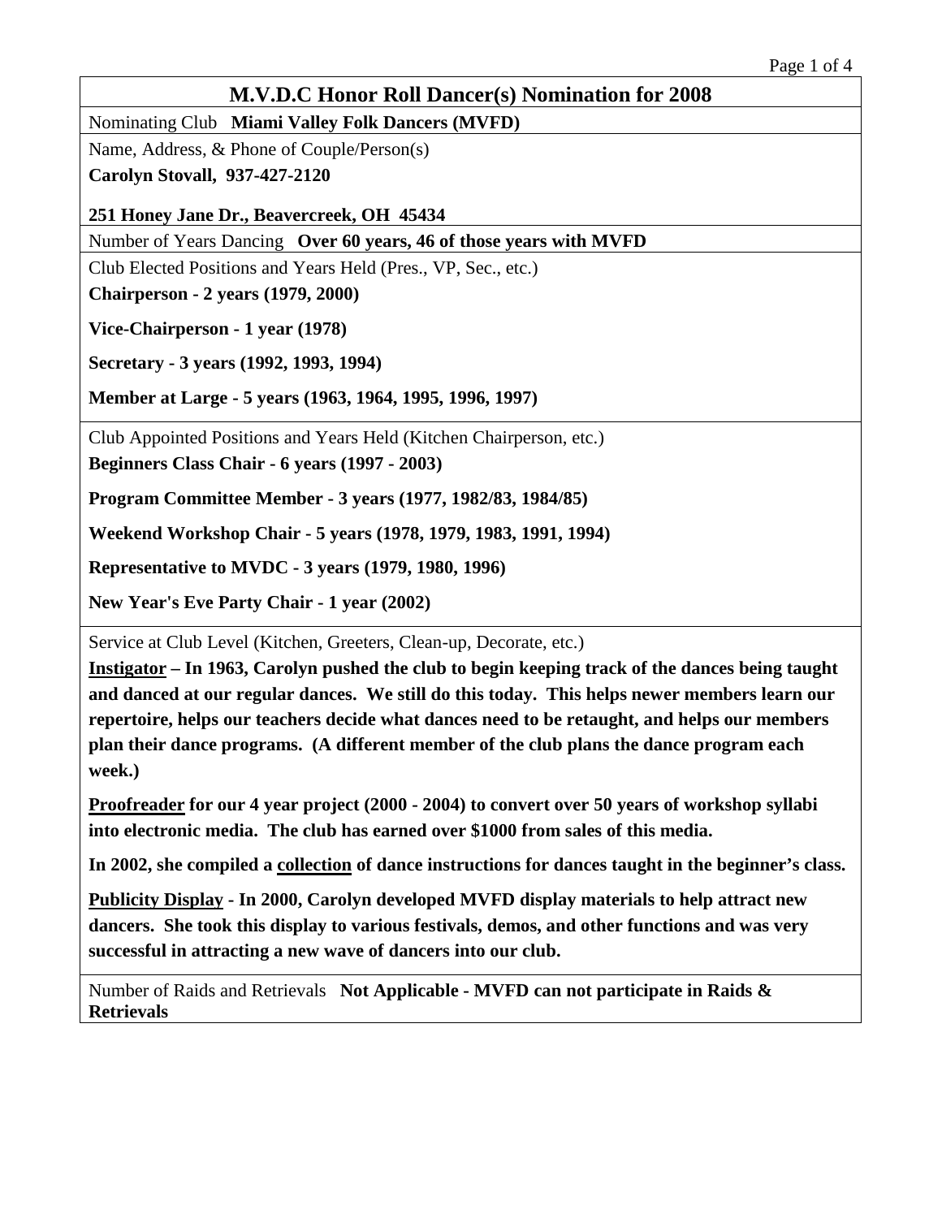# M.V.D.C Honor Roll Dancer(s) Nomination for 2008

Nominating Club **Miami Valley Folk Dancers (MVFD)**

Name, Address, & Phone of Couple/Person(s)

**Carolyn Stovall, 937-427-2120**

**251 Honey Jane Dr., Beavercreek, OH 45434**

Number of Years Dancing **Over 60 years, 46 of those years with MVFD**

Club Elected Positions and Years Held (Pres., VP, Sec., etc.)

**Chairperson - 2 years (1979, 2000)**

**Vice-Chairperson - 1 year (1978)**

**Secretary - 3 years (1992, 1993, 1994)**

**Member at Large - 5 years (1963, 1964, 1995, 1996, 1997)**

Club Appointed Positions and Years Held (Kitchen Chairperson, etc.)

**Beginners Class Chair - 6 years (1997 - 2003)**

**Program Committee Member - 3 years (1977, 1982/83, 1984/85)**

**Weekend Workshop Chair - 5 years (1978, 1979, 1983, 1991, 1994)**

**Representative to MVDC - 3 years (1979, 1980, 1996)**

**New Year's Eve Party Chair - 1 year (2002)**

Service at Club Level (Kitchen, Greeters, Clean-up, Decorate, etc.)

**<u>Instigator</u> – In 1963, Carolyn pushed the club to begin keeping track of the dances being taught and danced at our regular dances. We still do this today. This helps newer members learn our repertoire, helps our teachers decide what dances need to be retaught, and helps our members plan their dance programs. (A different member of the club plans the dance program each week.)**

**<u>Proofreader</u> for our 4 year project (2000 - 2004) to convert over 50 years of workshop syllabi into electronic media. The club has earned over $1000 from sales of this media.**

**In 2002, she compiled a <u>collection</u> of dance instructions for dances taught in the beginner's class.**

**<u>Publicity Display</u> - In 2000, Carolyn developed MVFD display materials to help attract new dancers. She took this display to various festivals, demos, and other functions and was very successful in attracting a new wave of dancers into our club.**

Number of Raids and Retrievals **Not Applicable - MVFD can not participate in Raids & Retrievals**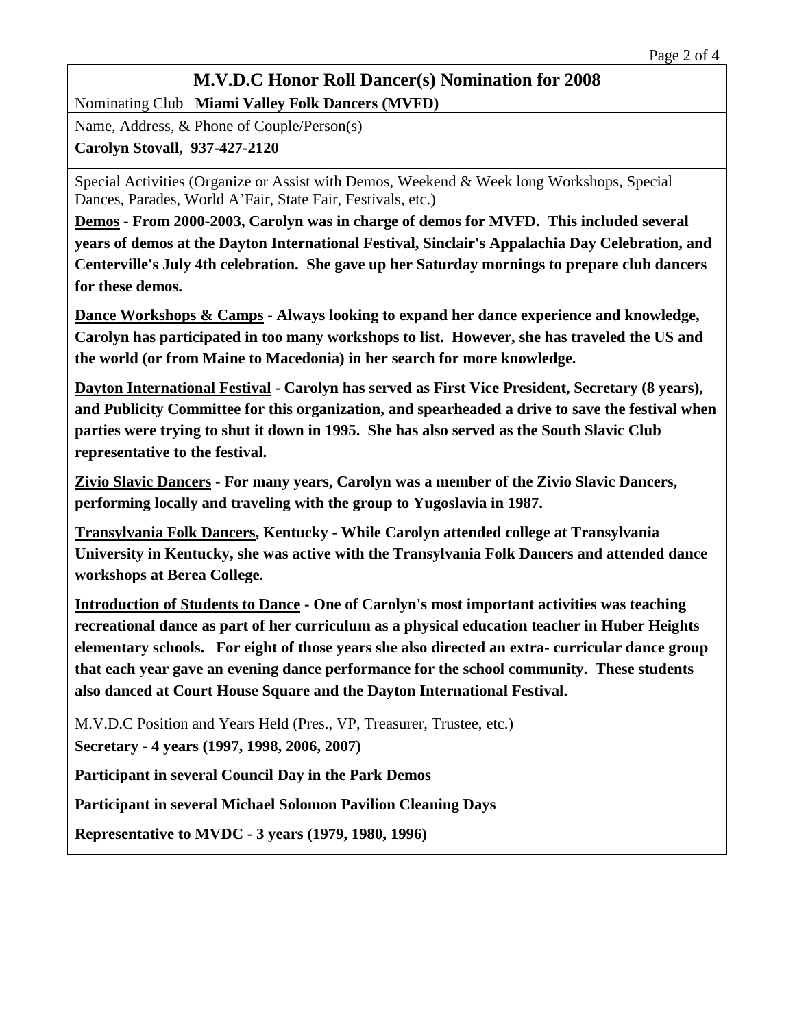# M.V.D.C Honor Roll Dancer(s) Nomination for 2008

Nominating Club **Miami Valley Folk Dancers (MVFD)**

Name, Address, & Phone of Couple/Person(s)

**Carolyn Stovall, 937-427-2120**

Special Activities (Organize or Assist with Demos, Weekend & Week long Workshops, Special Dances, Parades, World A'Fair, State Fair, Festivals, etc.)

**<u>Demos</u> - From 2000-2003, Carolyn was in charge of demos for MVFD. This included several years of demos at the Dayton International Festival, Sinclair's Appalachia Day Celebration, and Centerville's July 4th celebration. She gave up her Saturday mornings to prepare club dancers for these demos.**

**<u>Dance Workshops & Camps</u> - Always looking to expand her dance experience and knowledge, Carolyn has participated in too many workshops to list. However, she has traveled the US and the world (or from Maine to Macedonia) in her search for more knowledge.**

**<u>Dayton International Festival</u> - Carolyn has served as First Vice President, Secretary (8 years), and Publicity Committee for this organization, and spearheaded a drive to save the festival when parties were trying to shut it down in 1995. She has also served as the South Slavic Club representative to the festival.**

**<u>Zivio Slavic Dancers</u> - For many years, Carolyn was a member of the Zivio Slavic Dancers, performing locally and traveling with the group to Yugoslavia in 1987.**

**<u>Transylvania Folk Dancers</u>, Kentucky - While Carolyn attended college at Transylvania University in Kentucky, she was active with the Transylvania Folk Dancers and attended dance workshops at Berea College.**

**<u>Introduction of Students to Dance</u> - One of Carolyn's most important activities was teaching recreational dance as part of her curriculum as a physical education teacher in Huber Heights elementary schools. For eight of those years she also directed an extra- curricular dance group that each year gave an evening dance performance for the school community. These students also danced at Court House Square and the Dayton International Festival.**

M.V.D.C Position and Years Held (Pres., VP, Treasurer, Trustee, etc.)

**Secretary - 4 years (1997, 1998, 2006, 2007)**

**Participant in several Council Day in the Park Demos**

**Participant in several Michael Solomon Pavilion Cleaning Days**

**Representative to MVDC - 3 years (1979, 1980, 1996)**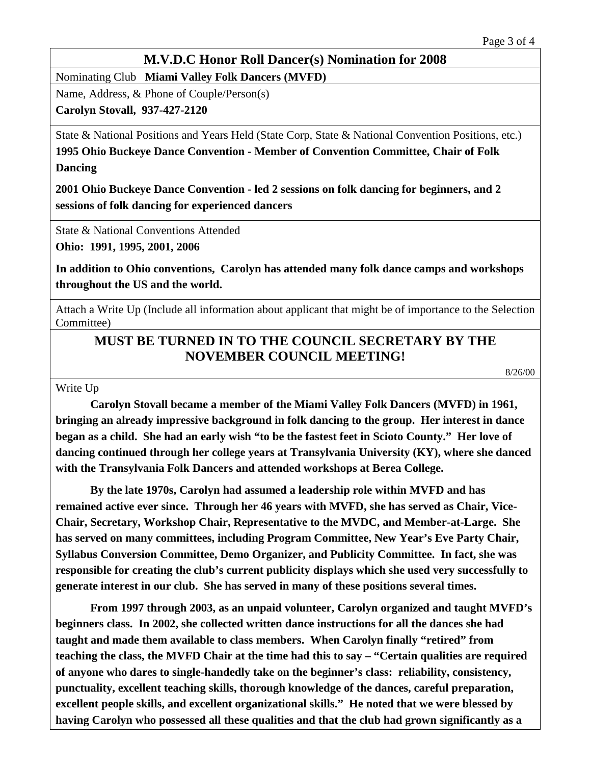## M.V.D.C Honor Roll Dancer(s) Nomination for 2008

Nominating Club **Miami Valley Folk Dancers (MVFD)**

Name, Address, & Phone of Couple/Person(s)

**Carolyn Stovall, 937-427-2120**

State & National Positions and Years Held (State Corp, State & National Convention Positions, etc.)

**1995 Ohio Buckeye Dance Convention - Member of Convention Committee, Chair of Folk Dancing**

**2001 Ohio Buckeye Dance Convention - led 2 sessions on folk dancing for beginners, and 2 sessions of folk dancing for experienced dancers**

State & National Conventions Attended

**Ohio: 1991, 1995, 2001, 2006**

**In addition to Ohio conventions, Carolyn has attended many folk dance camps and workshops throughout the US and the world.**

Attach a Write Up (Include all information about applicant that might be of importance to the Selection Committee)

**MUST BE TURNED IN TO THE COUNCIL SECRETARY BY THE NOVEMBER COUNCIL MEETING!**

8/26/00

Write Up

**Carolyn Stovall became a member of the Miami Valley Folk Dancers (MVFD) in 1961, bringing an already impressive background in folk dancing to the group. Her interest in dance began as a child. She had an early wish "to be the fastest feet in Scioto County." Her love of dancing continued through her college years at Transylvania University (KY), where she danced with the Transylvania Folk Dancers and attended workshops at Berea College.**

**By the late 1970s, Carolyn had assumed a leadership role within MVFD and has remained active ever since. Through her 46 years with MVFD, she has served as Chair, Vice-Chair, Secretary, Workshop Chair, Representative to the MVDC, and Member-at-Large. She has served on many committees, including Program Committee, New Year's Eve Party Chair, Syllabus Conversion Committee, Demo Organizer, and Publicity Committee. In fact, she was responsible for creating the club's current publicity displays which she used very successfully to generate interest in our club. She has served in many of these positions several times.**

**From 1997 through 2003, as an unpaid volunteer, Carolyn organized and taught MVFD's beginners class. In 2002, she collected written dance instructions for all the dances she had taught and made them available to class members. When Carolyn finally "retired" from teaching the class, the MVFD Chair at the time had this to say – "Certain qualities are required of anyone who dares to single-handedly take on the beginner's class: reliability, consistency, punctuality, excellent teaching skills, thorough knowledge of the dances, careful preparation, excellent people skills, and excellent organizational skills." He noted that we were blessed by having Carolyn who possessed all these qualities and that the club had grown significantly as a**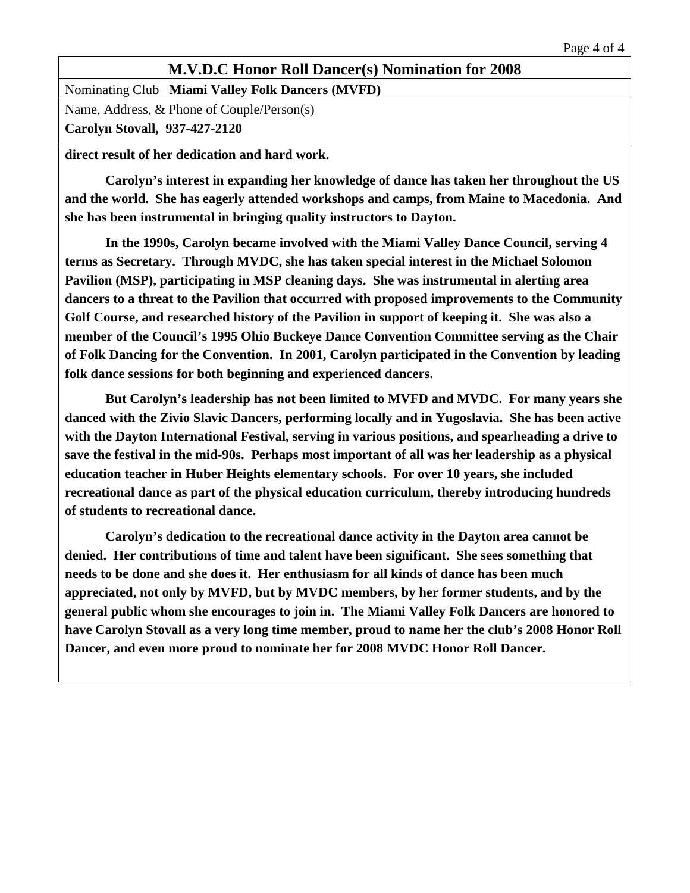## M.V.D.C Honor Roll Dancer(s) Nomination for 2008

Nominating Club **Miami Valley Folk Dancers (MVFD)**

Name, Address, & Phone of Couple/Person(s)

**Carolyn Stovall, 937-427-2120**

**direct result of her dedication and hard work.**

**Carolyn's interest in expanding her knowledge of dance has taken her throughout the US and the world. She has eagerly attended workshops and camps, from Maine to Macedonia. And she has been instrumental in bringing quality instructors to Dayton.**

**In the 1990s, Carolyn became involved with the Miami Valley Dance Council, serving 4 terms as Secretary. Through MVDC, she has taken special interest in the Michael Solomon Pavilion (MSP), participating in MSP cleaning days. She was instrumental in alerting area dancers to a threat to the Pavilion that occurred with proposed improvements to the Community Golf Course, and researched history of the Pavilion in support of keeping it. She was also a member of the Council's 1995 Ohio Buckeye Dance Convention Committee serving as the Chair of Folk Dancing for the Convention. In 2001, Carolyn participated in the Convention by leading folk dance sessions for both beginning and experienced dancers.**

**But Carolyn's leadership has not been limited to MVFD and MVDC. For many years she danced with the Zivio Slavic Dancers, performing locally and in Yugoslavia. She has been active with the Dayton International Festival, serving in various positions, and spearheading a drive to save the festival in the mid-90s. Perhaps most important of all was her leadership as a physical education teacher in Huber Heights elementary schools. For over 10 years, she included recreational dance as part of the physical education curriculum, thereby introducing hundreds of students to recreational dance.**

**Carolyn's dedication to the recreational dance activity in the Dayton area cannot be denied. Her contributions of time and talent have been significant. She sees something that needs to be done and she does it. Her enthusiasm for all kinds of dance has been much appreciated, not only by MVFD, but by MVDC members, by her former students, and by the general public whom she encourages to join in. The Miami Valley Folk Dancers are honored to have Carolyn Stovall as a very long time member, proud to name her the club's 2008 Honor Roll Dancer, and even more proud to nominate her for 2008 MVDC Honor Roll Dancer.**